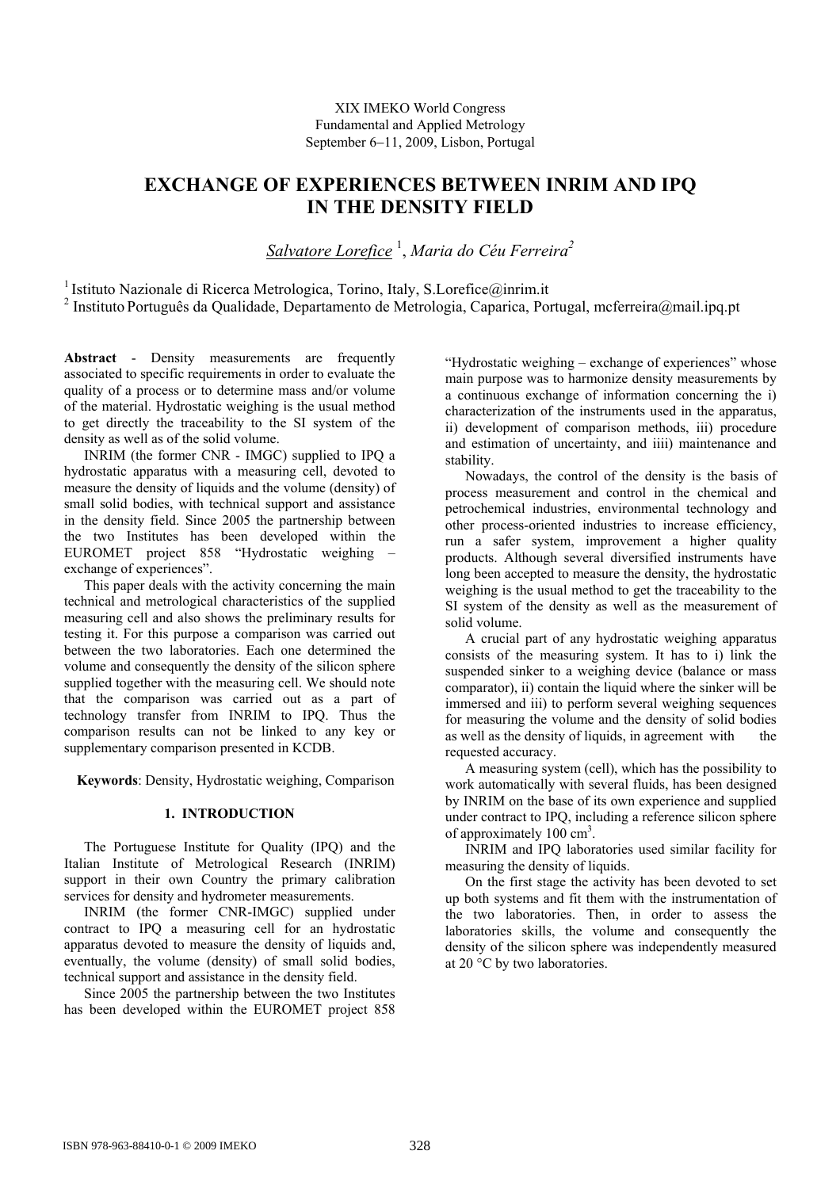XIX IMEKO World Congress
Fundamental and Applied Metrology
September 6–11, 2009, Lisbon, Portugal

# EXCHANGE OF EXPERIENCES BETWEEN INRIM AND IPQ IN THE DENSITY FIELD

*Salvatore Lorefice* [1], *Maria do Céu Ferreira*[2]

[1] Istituto Nazionale di Ricerca Metrologica, Torino, Italy, S.Lorefice@inrim.it
[2] Instituto Português da Qualidade, Departamento de Metrologia, Caparica, Portugal, mcferreira@mail.ipq.pt

**Abstract** - Density measurements are frequently associated to specific requirements in order to evaluate the quality of a process or to determine mass and/or volume of the material. Hydrostatic weighing is the usual method to get directly the traceability to the SI system of the density as well as of the solid volume.

INRIM (the former CNR - IMGC) supplied to IPQ a hydrostatic apparatus with a measuring cell, devoted to measure the density of liquids and the volume (density) of small solid bodies, with technical support and assistance in the density field. Since 2005 the partnership between the two Institutes has been developed within the EUROMET project 858 "Hydrostatic weighing – exchange of experiences".

This paper deals with the activity concerning the main technical and metrological characteristics of the supplied measuring cell and also shows the preliminary results for testing it. For this purpose a comparison was carried out between the two laboratories. Each one determined the volume and consequently the density of the silicon sphere supplied together with the measuring cell. We should note that the comparison was carried out as a part of technology transfer from INRIM to IPQ. Thus the comparison results can not be linked to any key or supplementary comparison presented in KCDB.

**Keywords**: Density, Hydrostatic weighing, Comparison

## 1. INTRODUCTION

The Portuguese Institute for Quality (IPQ) and the Italian Institute of Metrological Research (INRIM) support in their own Country the primary calibration services for density and hydrometer measurements.

INRIM (the former CNR-IMGC) supplied under contract to IPQ a measuring cell for an hydrostatic apparatus devoted to measure the density of liquids and, eventually, the volume (density) of small solid bodies, technical support and assistance in the density field.

Since 2005 the partnership between the two Institutes has been developed within the EUROMET project 858 "Hydrostatic weighing – exchange of experiences" whose main purpose was to harmonize density measurements by a continuous exchange of information concerning the i) characterization of the instruments used in the apparatus, ii) development of comparison methods, iii) procedure and estimation of uncertainty, and iiii) maintenance and stability.

Nowadays, the control of the density is the basis of process measurement and control in the chemical and petrochemical industries, environmental technology and other process-oriented industries to increase efficiency, run a safer system, improvement a higher quality products. Although several diversified instruments have long been accepted to measure the density, the hydrostatic weighing is the usual method to get the traceability to the SI system of the density as well as the measurement of solid volume.

A crucial part of any hydrostatic weighing apparatus consists of the measuring system. It has to i) link the suspended sinker to a weighing device (balance or mass comparator), ii) contain the liquid where the sinker will be immersed and iii) to perform several weighing sequences for measuring the volume and the density of solid bodies as well as the density of liquids, in agreement with the requested accuracy.

A measuring system (cell), which has the possibility to work automatically with several fluids, has been designed by INRIM on the base of its own experience and supplied under contract to IPQ, including a reference silicon sphere of approximately 100 cm$^3$.

INRIM and IPQ laboratories used similar facility for measuring the density of liquids.

On the first stage the activity has been devoted to set up both systems and fit them with the instrumentation of the two laboratories. Then, in order to assess the laboratories skills, the volume and consequently the density of the silicon sphere was independently measured at 20 °C by two laboratories.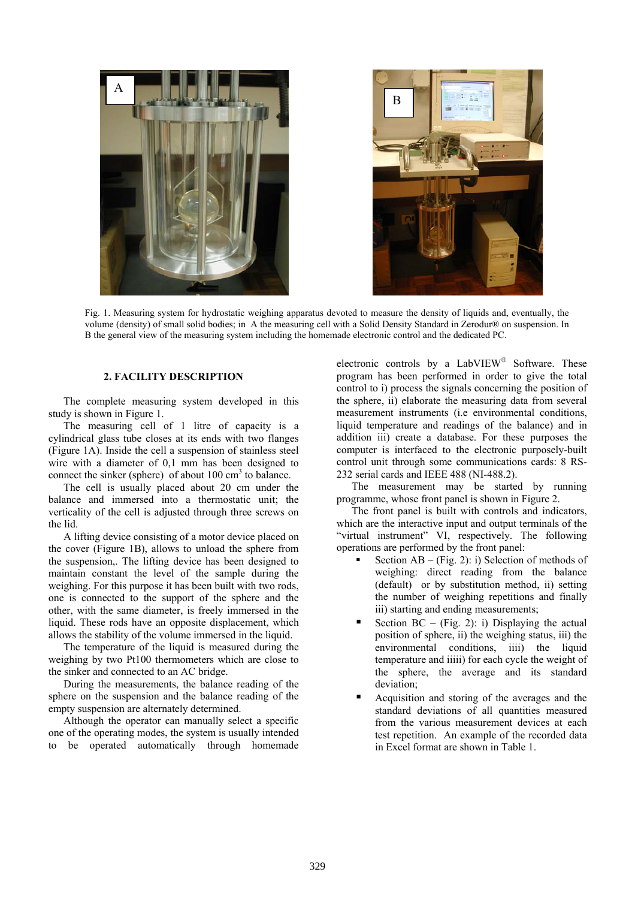Fig. 1. Measuring system for hydrostatic weighing apparatus devoted to measure the density of liquids and, eventually, the volume (density) of small solid bodies; in A the measuring cell with a Solid Density Standard in Zerodur® on suspension. In B the general view of the measuring system including the homemade electronic control and the dedicated PC.

## 2. FACILITY DESCRIPTION

The complete measuring system developed in this study is shown in Figure 1.

The measuring cell of 1 litre of capacity is a cylindrical glass tube closes at its ends with two flanges (Figure 1A). Inside the cell a suspension of stainless steel wire with a diameter of 0,1 mm has been designed to connect the sinker (sphere) of about 100 cm$^3$ to balance.

The cell is usually placed about 20 cm under the balance and immersed into a thermostatic unit; the verticality of the cell is adjusted through three screws on the lid.

A lifting device consisting of a motor device placed on the cover (Figure 1B), allows to unload the sphere from the suspension,. The lifting device has been designed to maintain constant the level of the sample during the weighing. For this purpose it has been built with two rods, one is connected to the support of the sphere and the other, with the same diameter, is freely immersed in the liquid. These rods have an opposite displacement, which allows the stability of the volume immersed in the liquid.

The temperature of the liquid is measured during the weighing by two Pt100 thermometers which are close to the sinker and connected to an AC bridge.

During the measurements, the balance reading of the sphere on the suspension and the balance reading of the empty suspension are alternately determined.

Although the operator can manually select a specific one of the operating modes, the system is usually intended to be operated automatically through homemade electronic controls by a LabVIEW® Software. These program has been performed in order to give the total control to i) process the signals concerning the position of the sphere, ii) elaborate the measuring data from several measurement instruments (i.e environmental conditions, liquid temperature and readings of the balance) and in addition iii) create a database. For these purposes the computer is interfaced to the electronic purposely-built control unit through some communications cards: 8 RS-232 serial cards and IEEE 488 (NI-488.2).

The measurement may be started by running programme, whose front panel is shown in Figure 2.

The front panel is built with controls and indicators, which are the interactive input and output terminals of the "virtual instrument" VI, respectively. The following operations are performed by the front panel:

- Section AB – (Fig. 2): i) Selection of methods of weighing: direct reading from the balance (default) or by substitution method, ii) setting the number of weighing repetitions and finally iii) starting and ending measurements;
- Section BC – (Fig. 2): i) Displaying the actual position of sphere, ii) the weighing status, iii) the environmental conditions, iiii) the liquid temperature and iiiii) for each cycle the weight of the sphere, the average and its standard deviation;
- Acquisition and storing of the averages and the standard deviations of all quantities measured from the various measurement devices at each test repetition. An example of the recorded data in Excel format are shown in Table 1.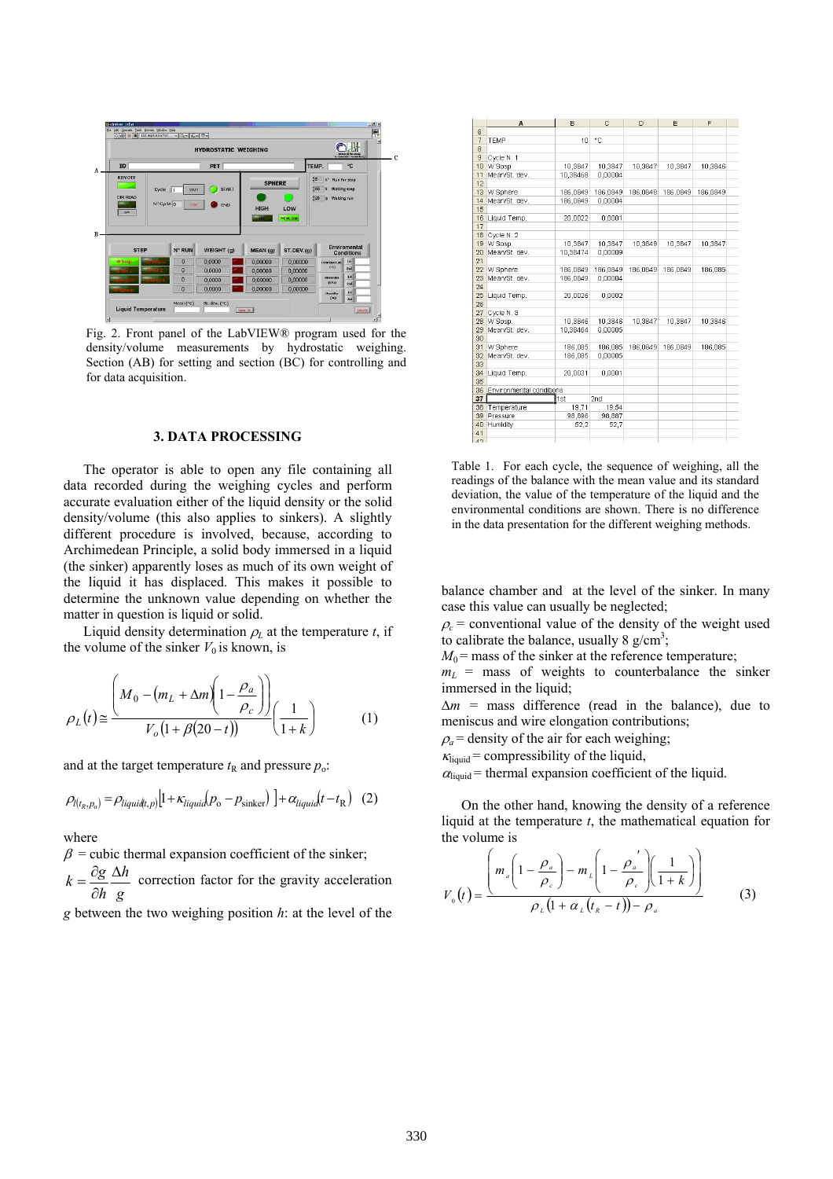Fig. 2. Front panel of the LabVIEW® program used for the density/volume measurements by hydrostatic weighing. Section (AB) for setting and section (BC) for controlling and for data acquisition.

## 3. DATA PROCESSING

The operator is able to open any file containing all data recorded during the weighing cycles and perform accurate evaluation either of the liquid density or the solid density/volume (this also applies to sinkers). A slightly different procedure is involved, because, according to Archimedean Principle, a solid body immersed in a liquid (the sinker) apparently loses as much of its own weight of the liquid it has displaced. This makes it possible to determine the unknown value depending on whether the matter in question is liquid or solid.

Liquid density determination $\rho_L$ at the temperature $t$, if the volume of the sinker $V_0$ is known, is

$$\rho_L(t) \cong \frac{\left(M_0 - (m_L + \Delta m)\left(1 - \dfrac{\rho_a}{\rho_c}\right)\right)}{V_o\left(1 + \beta(20 - t)\right)}\left(\frac{1}{1+k}\right) \qquad (1)$$

and at the target temperature $t_R$ and pressure $p_o$:

$$\rho_{l(t_R, p_o)} = \rho_{liquid(t,p)}\left[1 + \kappa_{liquid}(p_o - p_{sinker})\right] + \alpha_{liquid}(t - t_R) \qquad (2)$$

where

$\beta$ = cubic thermal expansion coefficient of the sinker;

$k = \dfrac{\partial g}{\partial h}\dfrac{\Delta h}{g}$ correction factor for the gravity acceleration $g$ between the two weighing position $h$: at the level of the balance chamber and at the level of the sinker. In many case this value can usually be neglected;

$\rho_c$ = conventional value of the density of the weight used to calibrate the balance, usually 8 g/cm$^3$;

$M_0$ = mass of the sinker at the reference temperature;

$m_L$ = mass of weights to counterbalance the sinker immersed in the liquid;

$\Delta m$ = mass difference (read in the balance), due to meniscus and wire elongation contributions;

$\rho_a$ = density of the air for each weighing;

$\kappa_{liquid}$ = compressibility of the liquid,

$\alpha_{liquid}$ = thermal expansion coefficient of the liquid.

| | A | B | C | D | E | F |
|---|---|---|---|---|---|---|
| 7 | TEMP | 10 | °C | | | |
| 9 | Cycle N. 1 | | | | | |
| 10 | W Sosp. | 10,3847 | 10,3847 | 10,3847 | 10,3847 | 10,3846 |
| 11 | Mean/St. dev. | 10,38468 | 0,00004 | | | |
| 13 | W Sphere | 186,0849 | 186,0849 | 186,0848 | 186,0849 | 186,0849 |
| 14 | Mean/St. dev. | 186,0849 | 0,00004 | | | |
| 16 | Liquid Temp. | 20,0022 | 0,0001 | | | |
| 18 | Cycle N. 2 | | | | | |
| 19 | W Sosp | 10,3847 | 10,3847 | 10,3849 | 10,3847 | 10,3847 |
| 20 | Mean/St. dev. | 10,38474 | 0,00009 | | | |
| 22 | W Sphere | 186,0849 | 186,0849 | 186,0849 | 186,0849 | 186,085 |
| 23 | Mean/St. dev. | 186,0849 | 0,00004 | | | |
| 25 | Liquid Temp. | 20,0026 | 0,0002 | | | |
| 27 | Cycle N. 3 | | | | | |
| 28 | W Sosp. | 10,3846 | 10,3846 | 10,3847 | 10,3847 | 10,3846 |
| 29 | Mean/St. dev. | 10,38464 | 0,00005 | | | |
| 31 | W Sphere | 186,085 | 186,085 | 186,0849 | 186,0849 | 186,085 |
| 32 | Mean/St. dev. | 186,085 | 0,00005 | | | |
| 34 | Liquid Temp. | 20,0031 | 0,0001 | | | |
| 36 | Environmental conditions | | | | | |
| 37 | | 1st | 2nd | | | |
| 38 | Temperature | 19,71 | 19,54 | | | |
| 39 | Pressure | 98,896 | 98,887 | | | |
| 40 | Humidity | 52,2 | 52,7 | | | |

Table 1. For each cycle, the sequence of weighing, all the readings of the balance with the mean value and its standard deviation, the value of the temperature of the liquid and the environmental conditions are shown. There is no difference in the data presentation for the different weighing methods.

On the other hand, knowing the density of a reference liquid at the temperature $t$, the mathematical equation for the volume is

$$V_0(t) = \frac{\left(m_a\left(1 - \dfrac{\rho_a}{\rho_c}\right) - m_L\left(1 - \dfrac{\rho_a'}{\rho_c}\right)\right)\left(\dfrac{1}{1+k}\right)}{\rho_L\left(1 + \alpha_L(t_R - t)\right) - \rho_a} \qquad (3)$$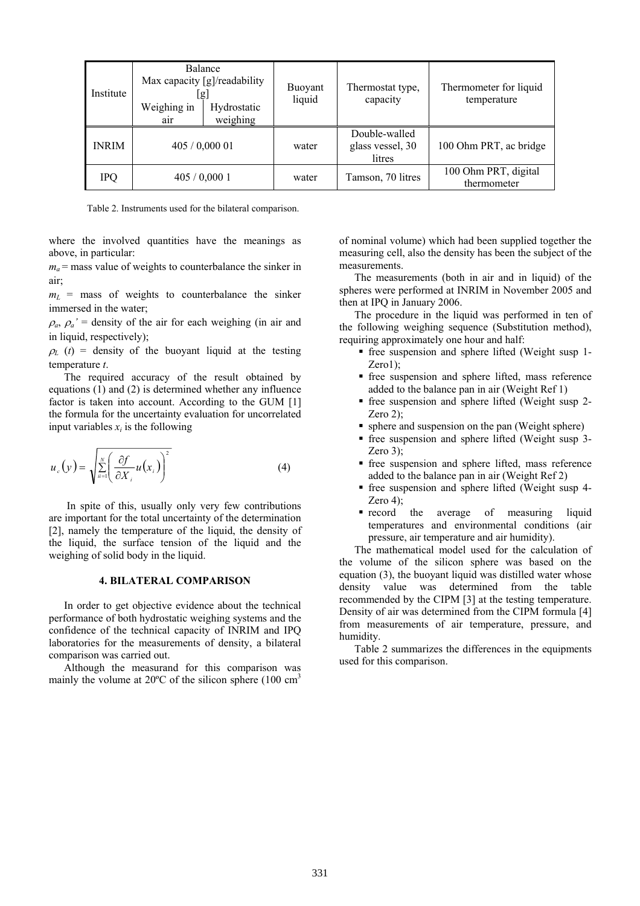| Institute | Balance Max capacity [g]/readability [g] | | Buoyant liquid | Thermostat type, capacity | Thermometer for liquid temperature |
|---|---|---|---|---|---|
| | Weighing in air | Hydrostatic weighing | | | |
| INRIM | 405 / 0,000 01 | | water | Double-walled glass vessel, 30 litres | 100 Ohm PRT, ac bridge |
| IPQ | 405 / 0,000 1 | | water | Tamson, 70 litres | 100 Ohm PRT, digital thermometer |

Table 2. Instruments used for the bilateral comparison.

where the involved quantities have the meanings as above, in particular:

$m_a$ = mass value of weights to counterbalance the sinker in air;

$m_L$ = mass of weights to counterbalance the sinker immersed in the water;

$\rho_a$, $\rho_a'$ = density of the air for each weighing (in air and in liquid, respectively);

$\rho_L$ ($t$) = density of the buoyant liquid at the testing temperature $t$.

The required accuracy of the result obtained by equations (1) and (2) is determined whether any influence factor is taken into account. According to the GUM [1] the formula for the uncertainty evaluation for uncorrelated input variables $x_i$ is the following

$$u_c(y) = \sqrt{\sum_{ii=1}^{N} \left( \frac{\partial f}{\partial X_i} u(x_i) \right)^2} \tag{4}$$

In spite of this, usually only very few contributions are important for the total uncertainty of the determination [2], namely the temperature of the liquid, the density of the liquid, the surface tension of the liquid and the weighing of solid body in the liquid.

## 4. BILATERAL COMPARISON

In order to get objective evidence about the technical performance of both hydrostatic weighing systems and the confidence of the technical capacity of INRIM and IPQ laboratories for the measurements of density, a bilateral comparison was carried out.

Although the measurand for this comparison was mainly the volume at 20ºC of the silicon sphere (100 cm$^3$ of nominal volume) which had been supplied together the measuring cell, also the density has been the subject of the measurements.

The measurements (both in air and in liquid) of the spheres were performed at INRIM in November 2005 and then at IPQ in January 2006.

The procedure in the liquid was performed in ten of the following weighing sequence (Substitution method), requiring approximately one hour and half:

- free suspension and sphere lifted (Weight susp 1-Zero1);
- free suspension and sphere lifted, mass reference added to the balance pan in air (Weight Ref 1)
- free suspension and sphere lifted (Weight susp 2-Zero 2);
- sphere and suspension on the pan (Weight sphere)
- free suspension and sphere lifted (Weight susp 3-Zero 3);
- free suspension and sphere lifted, mass reference added to the balance pan in air (Weight Ref 2)
- free suspension and sphere lifted (Weight susp 4-Zero 4);
- record the average of measuring liquid temperatures and environmental conditions (air pressure, air temperature and air humidity).

The mathematical model used for the calculation of the volume of the silicon sphere was based on the equation (3), the buoyant liquid was distilled water whose density value was determined from the table recommended by the CIPM [3] at the testing temperature. Density of air was determined from the CIPM formula [4] from measurements of air temperature, pressure, and humidity.

Table 2 summarizes the differences in the equipments used for this comparison.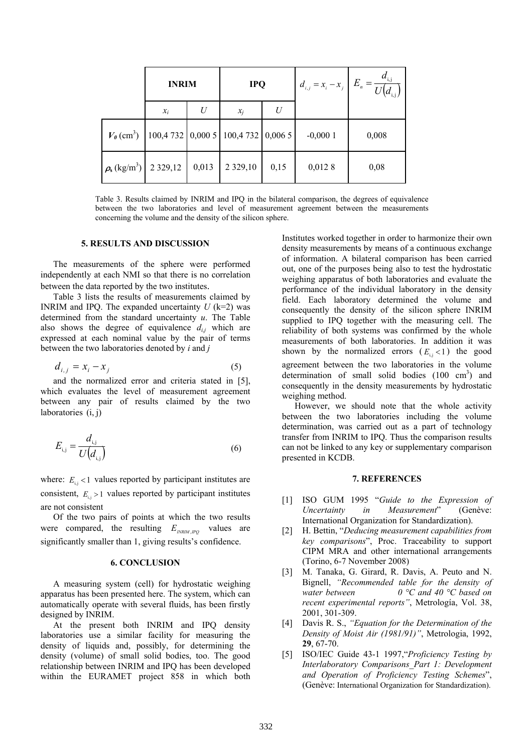| | INRIM | | IPQ | | $d_{i,j} = x_i - x_j$ | $E_n = \dfrac{d_{i,j}}{U(d_{i,j})}$ |
|---|---|---|---|---|---|---|
| | $x_i$ | $U$ | $x_j$ | $U$ | | |
| $V_0$ (cm$^3$) | 100,4 732 | 0,000 5 | 100,4 732 | 0,006 5 | -0,000 1 | 0,008 |
| $\rho_s$ (kg/m$^3$) | 2 329,12 | 0,013 | 2 329,10 | 0,15 | 0,012 8 | 0,08 |

Table 3. Results claimed by INRIM and IPQ in the bilateral comparison, the degrees of equivalence between the two laboratories and level of measurement agreement between the measurements concerning the volume and the density of the silicon sphere.

## 5. RESULTS AND DISCUSSION

The measurements of the sphere were performed independently at each NMI so that there is no correlation between the data reported by the two institutes.

Table 3 lists the results of measurements claimed by INRIM and IPQ. The expanded uncertainty $U$ (k=2) was determined from the standard uncertainty $u$. The Table also shows the degree of equivalence $d_{i,j}$ which are expressed at each nominal value by the pair of terms between the two laboratories denoted by $i$ and $j$

$$d_{i,j} = x_i - x_j \tag{5}$$

and the normalized error and criteria stated in [5], which evaluates the level of measurement agreement between any pair of results claimed by the two laboratories (i, j)

$$E_{i,j} = \frac{d_{i,j}}{U(d_{i,j})} \tag{6}$$

where: $E_{i,j} < 1$ values reported by participant institutes are consistent, $E_{i,j} > 1$ values reported by participant institutes are not consistent

Of the two pairs of points at which the two results were compared, the resulting $E_{INRIM,IPQ}$ values are significantly smaller than 1, giving results's confidence.

## 6. CONCLUSION

A measuring system (cell) for hydrostatic weighing apparatus has been presented here. The system, which can automatically operate with several fluids, has been firstly designed by INRIM.

At the present both INRIM and IPQ density laboratories use a similar facility for measuring the density of liquids and, possibly, for determining the density (volume) of small solid bodies, too. The good relationship between INRIM and IPQ has been developed within the EURAMET project 858 in which both Institutes worked together in order to harmonize their own density measurements by means of a continuous exchange of information. A bilateral comparison has been carried out, one of the purposes being also to test the hydrostatic weighing apparatus of both laboratories and evaluate the performance of the individual laboratory in the density field. Each laboratory determined the volume and consequently the density of the silicon sphere INRIM supplied to IPQ together with the measuring cell. The reliability of both systems was confirmed by the whole measurements of both laboratories. In addition it was shown by the normalized errors ($E_{i,j} < 1$) the good agreement between the two laboratories in the volume determination of small solid bodies (100 cm$^3$) and consequently in the density measurements by hydrostatic weighing method.

However, we should note that the whole activity between the two laboratories including the volume determination, was carried out as a part of technology transfer from INRIM to IPQ. Thus the comparison results can not be linked to any key or supplementary comparison presented in KCDB.

## 7. REFERENCES

[1] ISO GUM 1995 "*Guide to the Expression of Uncertainty in Measurement*" (Genève: International Organization for Standardization).

[2] H. Bettin, "*Deducing measurement capabilities from key comparisons*", Proc. Traceability to support CIPM MRA and other international arrangements (Torino, 6-7 November 2008)

[3] M. Tanaka, G. Girard, R. Davis, A. Peuto and N. Bignell, *"Recommended table for the density of water between 0 °C and 40 °C based on recent experimental reports"*, Metrologia, Vol. 38, 2001, 301-309.

[4] Davis R. S., *"Equation for the Determination of the Density of Moist Air (1981/91)"*, Metrologia, 1992, **29**, 67-70.

[5] ISO/IEC Guide 43-1 1997,"*Proficiency Testing by Interlaboratory Comparisons_Part 1: Development and Operation of Proficiency Testing Schemes*", (Genève: International Organization for Standardization).